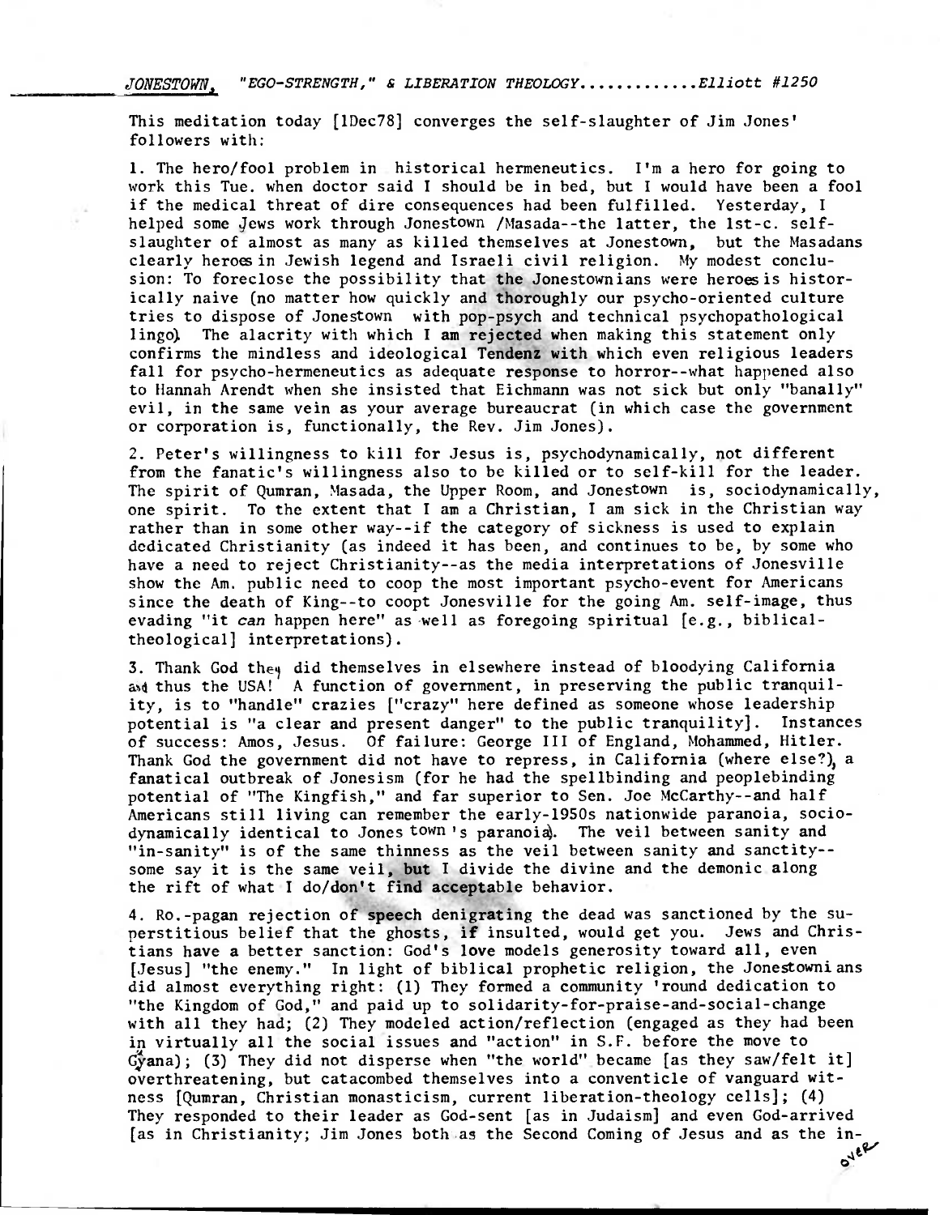*JONESTOWN, "EGO-STRENGTH," & LIBERATION THEOLOGY............Elliott #1250*

This meditation today [1Dec78] converges the self-slaughter of Jim Jones' followers with:

1. The hero/fool problem in historical hermeneutics. I'm a hero for going to work this Tue. when doctor said I should be in bed, but I would have been a fool if the medical threat of dire consequences had been fulfilled. Yesterday, I helped some Jews work through Jonestown /Masada--the latter, the 1st-c. self-slaughter of almost as many as killed themselves at Jonestown, but the Masadans clearly heroes in Jewish legend and Israeli civil religion. My modest conclusion: To foreclose the possibility that the Jonestownians were heroes is historically naive (no matter how quickly and thoroughly our psycho-oriented culture tries to dispose of Jonestown with pop-psych and technical psychopathological lingo). The alacrity with which I am rejected when making this statement only confirms the mindless and ideological Tendenz with which even religious leaders fall for psycho-hermeneutics as adequate response to horror--what happened also to Hannah Arendt when she insisted that Eichmann was not sick but only "banally" evil, in the same vein as your average bureaucrat (in which case the government or corporation is, functionally, the Rev. Jim Jones).

2. Peter's willingness to kill for Jesus is, psychodynamically, not different from the fanatic's willingness also to be killed or to self-kill for the leader. The spirit of Qumran, Masada, the Upper Room, and Jonestown is, sociodynamically, one spirit. To the extent that I am a Christian, I am sick in the Christian way rather than in some other way--if the category of sickness is used to explain dedicated Christianity (as indeed it has been, and continues to be, by some who have a need to reject Christianity--as the media interpretations of Jonesville show the Am. public need to coop the most important psycho-event for Americans since the death of King--to coopt Jonesville for the going Am. self-image, thus evading "it *can* happen here" as well as foregoing spiritual [e.g., biblical-theological] interpretations).

3. Thank God they did themselves in elsewhere instead of bloodying California and thus the USA! A function of government, in preserving the public tranquility, is to "handle" crazies ["crazy" here defined as someone whose leadership potential is "a clear and present danger" to the public tranquility]. Instances of success: Amos, Jesus. Of failure: George III of England, Mohammed, Hitler. Thank God the government did not have to repress, in California (where else?), a fanatical outbreak of Jonesism (for he had the spellbinding and peoplebinding potential of "The Kingfish," and far superior to Sen. Joe McCarthy--and half Americans still living can remember the early-1950s nationwide paranoia, sociodynamically identical to Jonestown's paranoia). The veil between sanity and "in-sanity" is of the same thinness as the veil between sanity and sanctity--some say it is the same veil, but I divide the divine and the demonic along the rift of what I do/don't find acceptable behavior.

4. Ro.-pagan rejection of speech denigrating the dead was sanctioned by the superstitious belief that the ghosts, if insulted, would get you. Jews and Christians have a better sanction: God's love models generosity toward all, even [Jesus] "the enemy." In light of biblical prophetic religion, the Jonestownians did almost everything right: (1) They formed a community 'round dedication to "the Kingdom of God," and paid up to solidarity-for-praise-and-social-change with all they had; (2) They modeled action/reflection (engaged as they had been in virtually all the social issues and "action" in S.F. before the move to Guyana); (3) They did not disperse when "the world" became [as they saw/felt it] overthreatening, but catacombed themselves into a conventicle of vanguard witness [Qumran, Christian monasticism, current liberation-theology cells]; (4) They responded to their leader as God-sent [as in Judaism] and even God-arrived [as in Christianity; Jim Jones both as the Second Coming of Jesus and as the in-

over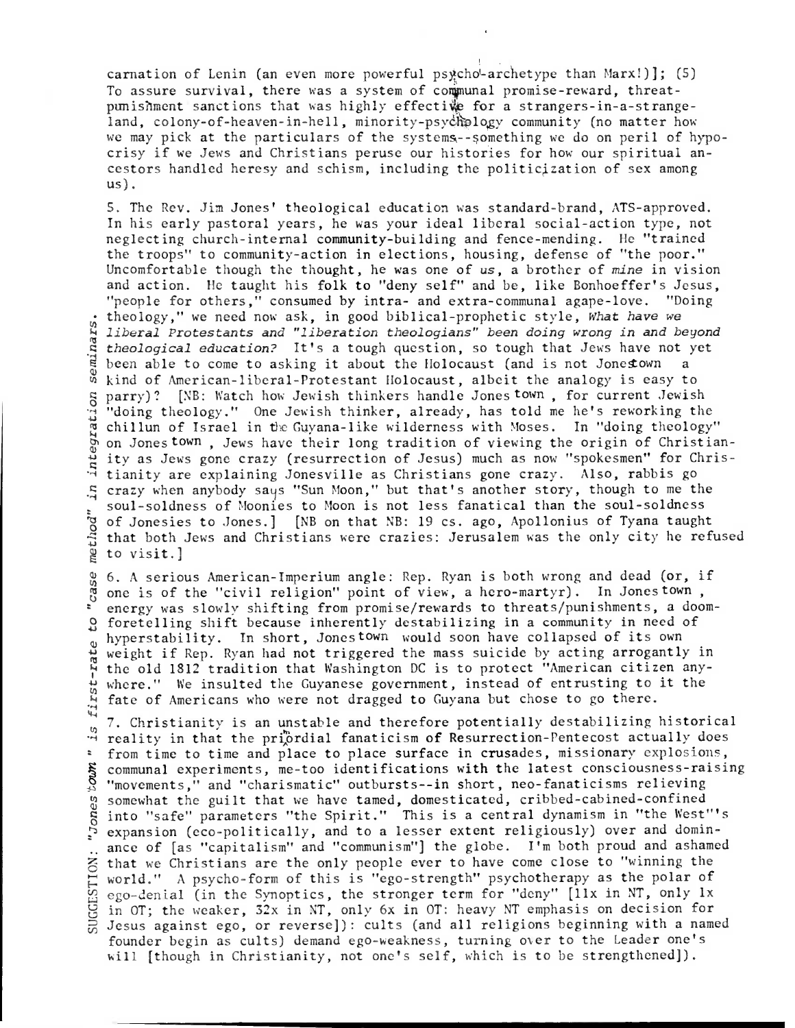carnation of Lenin (an even more powerful psycho-archetype than Marx!)]; (5) To assure survival, there was a system of communal promise-reward, threat-punishment sanctions that was highly effective for a strangers-in-a-strange-land, colony-of-heaven-in-hell, minority-psychology community (no matter how we may pick at the particulars of the systems--something we do on peril of hypocrisy if we Jews and Christians peruse our histories for how our spiritual ancestors handled heresy and schism, including the politicization of sex among us).

5. The Rev. Jim Jones' theological education was standard-brand, ATS-approved. In his early pastoral years, he was your ideal liberal social-action type, not neglecting church-internal community-building and fence-mending. He "trained the troops" to community-action in elections, housing, defense of "the poor." Uncomfortable though the thought, he was one of *us*, a brother of *mine* in vision and action. He taught his folk to "deny self" and be, like Bonhoeffer's Jesus, "people for others," consumed by intra- and extra-communal agape-love. "Doing theology," we need now ask, in good biblical-prophetic style, *What have we liberal Protestants and "liberation theologians" been doing wrong in and beyond theological education?* It's a tough question, so tough that Jews have not yet been able to come to asking it about the Holocaust (and is not Jonestown a kind of American-liberal-Protestant Holocaust, albeit the analogy is easy to parry)? [NB: Watch how Jewish thinkers handle Jones town, for current Jewish "doing theology." One Jewish thinker, already, has told me he's reworking the chillun of Israel in the Guyana-like wilderness with Moses. In "doing theology" on Jones town, Jews have their long tradition of viewing the origin of Christianity as Jews gone crazy (resurrection of Jesus) much as now "spokesmen" for Christianity are explaining Jonesville as Christians gone crazy. Also, rabbis go crazy when anybody says "Sun Moon," but that's another story, though to me the soul-soldness of Moonies to Moon is not less fanatical than the soul-soldness of Jonesies to Jones.] [NB on that NB: 19 cs. ago, Apollonius of Tyana taught that both Jews and Christians were crazies: Jerusalem was the only city he refused to visit.]

6. A serious American-Imperium angle: Rep. Ryan is both wrong and dead (or, if one is of the "civil religion" point of view, a hero-martyr). In Jones town, energy was slowly shifting from promise/rewards to threats/punishments, a doom-foretelling shift because inherently destabilizing in a community in need of hyperstability. In short, Jones town would soon have collapsed of its own weight if Rep. Ryan had not triggered the mass suicide by acting arrogantly in the old 1812 tradition that Washington DC is to protect "American citizen anywhere." We insulted the Guyanese government, instead of entrusting to it the fate of Americans who were not dragged to Guyana but chose to go there.

7. Christianity is an unstable and therefore potentially destabilizing historical reality in that the primordial fanaticism of Resurrection-Pentecost actually does from time to time and place to place surface in crusades, missionary explosions, communal experiments, me-too identifications with the latest consciousness-raising "movements," and "charismatic" outbursts--in short, neo-fanaticisms relieving somewhat the guilt that we have tamed, domesticated, cribbed-cabined-confined into "safe" parameters "the Spirit." This is a central dynamism in "the West"'s expansion (eco-politically, and to a lesser extent religiously) over and dominance of [as "capitalism" and "communism"] the globe. I'm both proud and ashamed that we Christians are the only people ever to have come close to "winning the world." A psycho-form of this is "ego-strength" psychotherapy as the polar of ego-denial (in the Synoptics, the stronger term for "deny" [11x in NT, only 1x in OT; the weaker, 32x in NT, only 6x in OT: heavy NT emphasis on decision for Jesus against ego, or reverse]): cults (and all religions beginning with a named founder begin as cults) demand ego-weakness, turning over to the Leader one's will [though in Christianity, not one's self, which is to be strengthened]).

SUGGESTION: *"Jones town" is first-rate to "case method" in integration seminars.*